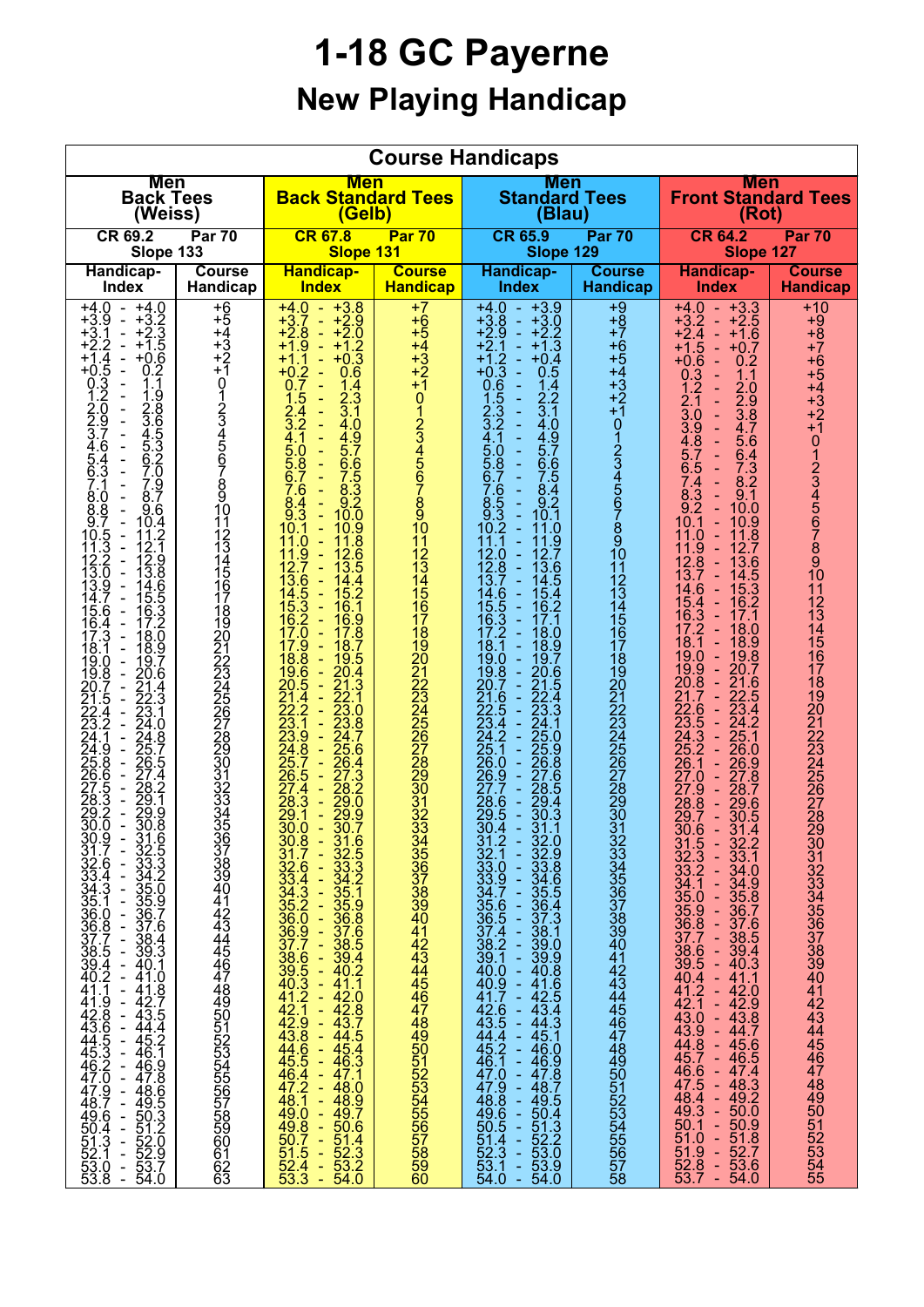# 1-18 GC Payerne

## New Playing Handicap

| Course Handicaps | | | | | | | |
|---|---|---|---|---|---|---|---|
| Men Back Tees (Weiss) | | Men Back Standard Tees (Gelb) | | Men Standard Tees (Blau) | | Men Front Standard Tees (Rot) | |
| CR 69.2 Par 70 Slope 133 | | CR 67.8 Par 70 Slope 131 | | CR 65.9 Par 70 Slope 129 | | CR 64.2 Par 70 Slope 127 | |
| Handicap-Index | Course Handicap | Handicap-Index | Course Handicap | Handicap-Index | Course Handicap | Handicap-Index | Course Handicap |
| +4.0 - +4.0 | +6 | +4.0 - +3.8 | +7 | +4.0 - +3.9 | +9 | +4.0 - +3.3 | +10 |
| +3.9 - +3.2 | +5 | +3.7 - +2.9 | +6 | +3.8 - +3.0 | +8 | +3.2 - +2.5 | +9 |
| +3.1 - +2.3 | +4 | +2.8 - +2.0 | +5 | +2.9 - +2.2 | +7 | +2.4 - +1.6 | +8 |
| +2.2 - +1.5 | +3 | +1.9 - +1.2 | +4 | +2.1 - +1.3 | +6 | +1.5 - +0.7 | +7 |
| +1.4 - +0.6 | +2 | +1.1 - +0.3 | +3 | +1.2 - +0.4 | +5 | +0.6 - 0.2 | +6 |
| +0.5 - 0.2 | +1 | +0.2 - 0.6 | +2 | +0.3 - 0.5 | +4 | 0.3 - 1.1 | +5 |
| 0.3 - 1.1 | 0 | 0.7 - 1.4 | +1 | 0.6 - 1.4 | +3 | 1.2 - 2.0 | +4 |
| 1.2 - 1.9 | 1 | 1.5 - 2.3 | 0 | 1.5 - 2.2 | +2 | 2.1 - 2.9 | +3 |
| 2.0 - 2.8 | 2 | 2.4 - 3.1 | 1 | 2.3 - 3.1 | +1 | 3.0 - 3.8 | +2 |
| 2.9 - 3.6 | 3 | 3.2 - 4.0 | 2 | 3.2 - 4.0 | 0 | 3.9 - 4.7 | +1 |
| 3.7 - 4.5 | 4 | 4.1 - 4.9 | 3 | 4.1 - 4.9 | 1 | 4.8 - 5.6 | 0 |
| 4.6 - 5.3 | 5 | 5.0 - 5.7 | 4 | 5.0 - 5.7 | 2 | 5.7 - 6.4 | 1 |
| 5.4 - 6.2 | 6 | 5.8 - 6.6 | 5 | 5.8 - 6.6 | 3 | 6.5 - 7.3 | 2 |
| 6.3 - 7.0 | 7 | 6.7 - 7.5 | 6 | 6.7 - 7.5 | 4 | 7.4 - 8.2 | 3 |
| 7.1 - 7.9 | 8 | 7.6 - 8.3 | 7 | 7.6 - 8.4 | 5 | 8.3 - 9.1 | 4 |
| 8.0 - 8.7 | 9 | 8.4 - 9.2 | 8 | 8.5 - 9.2 | 6 | 9.2 - 10.0 | 5 |
| 8.8 - 9.6 | 10 | 9.3 - 10.0 | 9 | 9.3 - 10.1 | 7 | 10.1 - 10.9 | 6 |
| 9.7 - 10.4 | 11 | 10.1 - 10.9 | 10 | 10.2 - 11.0 | 8 | 11.0 - 11.8 | 7 |
| 10.5 - 11.2 | 12 | 11.0 - 11.8 | 11 | 11.1 - 11.9 | 9 | 11.9 - 12.7 | 8 |
| 11.3 - 12.1 | 13 | 11.9 - 12.6 | 12 | 12.0 - 12.7 | 10 | 12.8 - 13.6 | 9 |
| 12.2 - 12.9 | 14 | 12.7 - 13.5 | 13 | 12.8 - 13.6 | 11 | 13.7 - 14.5 | 10 |
| 13.0 - 13.8 | 15 | 13.6 - 14.4 | 14 | 13.7 - 14.5 | 12 | 14.6 - 15.3 | 11 |
| 13.9 - 14.6 | 16 | 14.5 - 15.2 | 15 | 14.6 - 15.4 | 13 | 15.4 - 16.2 | 12 |
| 14.7 - 15.5 | 17 | 15.3 - 16.1 | 16 | 15.5 - 16.2 | 14 | 16.3 - 17.1 | 13 |
| 15.6 - 16.3 | 18 | 16.2 - 16.9 | 17 | 16.3 - 17.1 | 15 | 17.2 - 18.0 | 14 |
| 16.4 - 17.2 | 19 | 17.0 - 17.8 | 18 | 17.2 - 18.0 | 16 | 18.1 - 18.9 | 15 |
| 17.3 - 18.0 | 20 | 17.9 - 18.7 | 19 | 18.1 - 18.9 | 17 | 19.0 - 19.8 | 16 |
| 18.1 - 18.9 | 21 | 18.8 - 19.5 | 20 | 19.0 - 19.7 | 18 | 19.9 - 20.7 | 17 |
| 19.0 - 19.7 | 22 | 19.6 - 20.4 | 21 | 19.8 - 20.6 | 19 | 20.8 - 21.6 | 18 |
| 19.8 - 20.6 | 23 | 20.5 - 21.3 | 22 | 20.7 - 21.5 | 20 | 21.7 - 22.5 | 19 |
| 20.7 - 21.4 | 24 | 21.4 - 22.1 | 23 | 21.6 - 22.4 | 21 | 22.6 - 23.4 | 20 |
| 21.5 - 22.3 | 25 | 22.2 - 23.0 | 24 | 22.5 - 23.3 | 22 | 23.5 - 24.2 | 21 |
| 22.4 - 23.1 | 26 | 23.1 - 23.8 | 25 | 23.4 - 24.1 | 23 | 24.3 - 25.1 | 22 |
| 23.2 - 24.0 | 27 | 23.9 - 24.7 | 26 | 24.2 - 25.0 | 24 | 25.2 - 26.0 | 23 |
| 24.1 - 24.8 | 28 | 24.8 - 25.6 | 27 | 25.1 - 25.9 | 25 | 26.1 - 26.9 | 24 |
| 24.9 - 25.7 | 29 | 25.7 - 26.4 | 28 | 26.0 - 26.8 | 26 | 27.0 - 27.8 | 25 |
| 25.8 - 26.5 | 30 | 26.5 - 27.3 | 29 | 26.9 - 27.6 | 27 | 27.9 - 28.7 | 26 |
| 26.6 - 27.4 | 31 | 27.4 - 28.2 | 30 | 27.7 - 28.5 | 28 | 28.8 - 29.6 | 27 |
| 27.5 - 28.2 | 32 | 28.3 - 29.0 | 31 | 28.6 - 29.4 | 29 | 29.7 - 30.5 | 28 |
| 28.3 - 29.1 | 33 | 29.1 - 29.9 | 32 | 29.5 - 30.3 | 30 | 30.6 - 31.4 | 29 |
| 29.2 - 29.9 | 34 | 30.0 - 30.7 | 33 | 30.4 - 31.1 | 31 | 31.5 - 32.2 | 30 |
| 30.0 - 30.8 | 35 | 30.8 - 31.6 | 34 | 31.2 - 32.0 | 32 | 32.3 - 33.1 | 31 |
| 30.9 - 31.6 | 36 | 31.7 - 32.5 | 35 | 32.1 - 32.9 | 33 | 33.2 - 34.0 | 32 |
| 31.7 - 32.5 | 37 | 32.6 - 33.3 | 36 | 33.0 - 33.8 | 34 | 34.1 - 34.9 | 33 |
| 32.6 - 33.3 | 38 | 33.4 - 34.2 | 37 | 33.9 - 34.6 | 35 | 35.0 - 35.8 | 34 |
| 33.4 - 34.2 | 39 | 34.3 - 35.1 | 38 | 34.7 - 35.5 | 36 | 35.9 - 36.7 | 35 |
| 34.3 - 35.0 | 40 | 35.2 - 35.9 | 39 | 35.6 - 36.4 | 37 | 36.8 - 37.6 | 36 |
| 35.1 - 35.9 | 41 | 36.0 - 36.8 | 40 | 36.5 - 37.3 | 38 | 37.7 - 38.5 | 37 |
| 36.0 - 36.7 | 42 | 36.9 - 37.6 | 41 | 37.4 - 38.1 | 39 | 38.6 - 39.4 | 38 |
| 36.8 - 37.6 | 43 | 37.7 - 38.5 | 42 | 38.2 - 39.0 | 40 | 39.5 - 40.3 | 39 |
| 37.7 - 38.4 | 44 | 38.6 - 39.4 | 43 | 39.1 - 39.9 | 41 | 40.4 - 41.1 | 40 |
| 38.5 - 39.3 | 45 | 39.5 - 40.2 | 44 | 40.0 - 40.8 | 42 | 41.2 - 42.0 | 41 |
| 39.4 - 40.1 | 46 | 40.3 - 41.1 | 45 | 40.9 - 41.6 | 43 | 42.1 - 42.9 | 42 |
| 40.2 - 41.0 | 47 | 41.2 - 42.0 | 46 | 41.7 - 42.5 | 44 | 43.0 - 43.8 | 43 |
| 41.1 - 41.8 | 48 | 42.1 - 42.8 | 47 | 42.6 - 43.4 | 45 | 43.9 - 44.7 | 44 |
| 41.9 - 42.7 | 49 | 42.9 - 43.7 | 48 | 43.5 - 44.3 | 46 | 44.8 - 45.6 | 45 |
| 42.8 - 43.5 | 50 | 43.8 - 44.5 | 49 | 44.4 - 45.1 | 47 | 45.7 - 46.5 | 46 |
| 43.6 - 44.4 | 51 | 44.6 - 45.4 | 50 | 45.2 - 46.0 | 48 | 46.6 - 47.4 | 47 |
| 44.5 - 45.2 | 52 | 45.5 - 46.3 | 51 | 46.1 - 46.9 | 49 | 47.5 - 48.3 | 48 |
| 45.3 - 46.1 | 53 | 46.4 - 47.1 | 52 | 47.0 - 47.8 | 50 | 48.4 - 49.2 | 49 |
| 46.2 - 46.9 | 54 | 47.2 - 48.0 | 53 | 47.9 - 48.7 | 51 | 49.3 - 50.0 | 50 |
| 47.0 - 47.8 | 55 | 48.1 - 48.9 | 54 | 48.8 - 49.5 | 52 | 50.1 - 50.9 | 51 |
| 47.9 - 48.6 | 56 | 49.0 - 49.7 | 55 | 49.6 - 50.4 | 53 | 51.0 - 51.8 | 52 |
| 48.7 - 49.5 | 57 | 49.8 - 50.6 | 56 | 50.5 - 51.3 | 54 | 51.9 - 52.7 | 53 |
| 49.6 - 50.3 | 58 | 50.7 - 51.4 | 57 | 51.4 - 52.2 | 55 | 52.8 - 53.6 | 54 |
| 50.4 - 51.2 | 59 | 51.5 - 52.3 | 58 | 52.3 - 53.0 | 56 | 53.7 - 54.0 | 55 |
| 51.3 - 52.0 | 60 | 52.4 - 53.2 | 59 | 53.1 - 53.9 | 57 | | |
| 52.1 - 52.9 | 61 | 53.3 - 54.0 | 60 | 54.0 - 54.0 | 58 | | |
| 53.0 - 53.7 | 62 | | | | | | |
| 53.8 - 54.0 | 63 | | | | | | |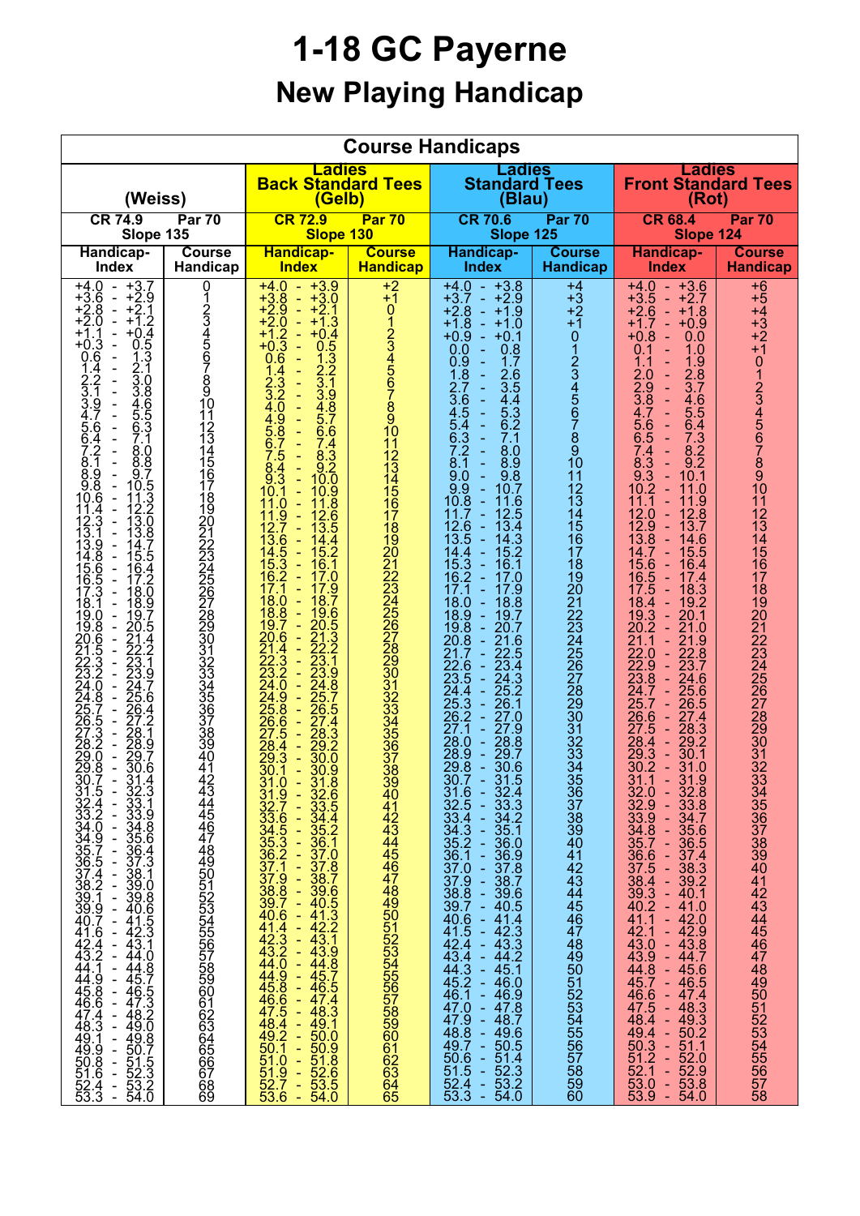# 1-18 GC Payerne

## New Playing Handicap

| Course Handicaps | | | | | | | |
|---|---|---|---|---|---|---|---|
| (Weiss) | | Ladies Back Standard Tees (Gelb) | | Ladies Standard Tees (Blau) | | Ladies Front Standard Tees (Rot) | |
| CR 74.9 Par 70 Slope 135 | | CR 72.9 Par 70 Slope 130 | | CR 70.6 Par 70 Slope 125 | | CR 68.4 Par 70 Slope 124 | |
| Handicap-Index | Course Handicap | Handicap-Index | Course Handicap | Handicap-Index | Course Handicap | Handicap-Index | Course Handicap |
| +4.0 - +3.7 | 0 | +4.0 - +3.9 | +2 | +4.0 - +3.8 | +4 | +4.0 - +3.6 | +6 |
| +3.6 - +2.9 | 1 | +3.8 - +3.0 | +1 | +3.7 - +2.9 | +3 | +3.5 - +2.7 | +5 |
| +2.8 - +2.1 | 2 | +2.9 - +2.1 | 0 | +2.8 - +1.9 | +2 | +2.6 - +1.8 | +4 |
| +2.0 - +1.2 | 3 | +2.0 - +1.3 | 1 | +1.8 - +1.0 | +1 | +1.7 - +0.9 | +3 |
| +1.1 - +0.4 | 4 | +1.2 - +0.4 | 2 | +0.9 - +0.1 | 0 | +0.8 - 0.0 | +2 |
| +0.3 - 0.5 | 5 | +0.3 - 0.5 | 3 | 0.0 - 0.8 | 1 | 0.1 - 1.0 | +1 |
| 0.6 - 1.3 | 6 | 0.6 - 1.3 | 4 | 0.9 - 1.7 | 2 | 1.1 - 1.9 | 0 |
| 1.4 - 2.1 | 7 | 1.4 - 2.2 | 5 | 1.8 - 2.6 | 3 | 2.0 - 2.8 | 1 |
| 2.2 - 3.0 | 8 | 2.3 - 3.1 | 6 | 2.7 - 3.5 | 4 | 2.9 - 3.7 | 2 |
| 3.1 - 3.8 | 9 | 3.2 - 3.9 | 7 | 3.6 - 4.4 | 5 | 3.8 - 4.6 | 3 |
| 3.9 - 4.6 | 10 | 4.0 - 4.8 | 8 | 4.5 - 5.3 | 6 | 4.7 - 5.5 | 4 |
| 4.7 - 5.5 | 11 | 4.9 - 5.7 | 9 | 5.4 - 6.2 | 7 | 5.6 - 6.4 | 5 |
| 5.6 - 6.3 | 12 | 5.8 - 6.6 | 10 | 6.3 - 7.1 | 8 | 6.5 - 7.3 | 6 |
| 6.4 - 7.1 | 13 | 6.7 - 7.4 | 11 | 7.2 - 8.0 | 9 | 7.4 - 8.2 | 7 |
| 7.2 - 8.0 | 14 | 7.5 - 8.3 | 12 | 8.1 - 8.9 | 10 | 8.3 - 9.2 | 8 |
| 8.1 - 8.8 | 15 | 8.4 - 9.2 | 13 | 9.0 - 9.8 | 11 | 9.3 - 10.1 | 9 |
| 8.9 - 9.7 | 16 | 9.3 - 10.0 | 14 | 9.9 - 10.7 | 12 | 10.2 - 11.0 | 10 |
| 9.8 - 10.5 | 17 | 10.1 - 10.9 | 15 | 10.8 - 11.6 | 13 | 11.1 - 11.9 | 11 |
| 10.6 - 11.3 | 18 | 11.0 - 11.8 | 16 | 11.7 - 12.5 | 14 | 12.0 - 12.8 | 12 |
| 11.4 - 12.2 | 19 | 11.9 - 12.6 | 17 | 12.6 - 13.4 | 15 | 12.9 - 13.7 | 13 |
| 12.3 - 13.0 | 20 | 12.7 - 13.5 | 18 | 13.5 - 14.3 | 16 | 13.8 - 14.6 | 14 |
| 13.1 - 13.8 | 21 | 13.6 - 14.4 | 19 | 14.4 - 15.2 | 17 | 14.7 - 15.5 | 15 |
| 13.9 - 14.7 | 22 | 14.5 - 15.2 | 20 | 15.3 - 16.1 | 18 | 15.6 - 16.4 | 16 |
| 14.8 - 15.5 | 23 | 15.3 - 16.1 | 21 | 16.2 - 17.0 | 19 | 16.5 - 17.4 | 17 |
| 15.6 - 16.4 | 24 | 16.2 - 17.0 | 22 | 17.1 - 17.9 | 20 | 17.5 - 18.3 | 18 |
| 16.5 - 17.2 | 25 | 17.1 - 17.9 | 23 | 18.0 - 18.8 | 21 | 18.4 - 19.2 | 19 |
| 17.3 - 18.0 | 26 | 18.0 - 18.7 | 24 | 18.9 - 19.7 | 22 | 19.3 - 20.1 | 20 |
| 18.1 - 18.9 | 27 | 18.8 - 19.6 | 25 | 19.8 - 20.7 | 23 | 20.2 - 21.0 | 21 |
| 19.0 - 19.7 | 28 | 19.7 - 20.5 | 26 | 20.8 - 21.6 | 24 | 21.1 - 21.9 | 22 |
| 19.8 - 20.5 | 29 | 20.6 - 21.3 | 27 | 21.7 - 22.5 | 25 | 22.0 - 22.8 | 23 |
| 20.6 - 21.4 | 30 | 21.4 - 22.2 | 28 | 22.6 - 23.4 | 26 | 22.9 - 23.7 | 24 |
| 21.5 - 22.2 | 31 | 22.3 - 23.1 | 29 | 23.5 - 24.3 | 27 | 23.8 - 24.6 | 25 |
| 22.3 - 23.1 | 32 | 23.2 - 23.9 | 30 | 24.4 - 25.2 | 28 | 24.7 - 25.6 | 26 |
| 23.2 - 23.9 | 33 | 24.0 - 24.8 | 31 | 25.3 - 26.1 | 29 | 25.7 - 26.5 | 27 |
| 24.0 - 24.7 | 34 | 24.9 - 25.7 | 32 | 26.2 - 27.0 | 30 | 26.6 - 27.4 | 28 |
| 24.8 - 25.6 | 35 | 25.8 - 26.5 | 33 | 27.1 - 27.9 | 31 | 27.5 - 28.3 | 29 |
| 25.7 - 26.4 | 36 | 26.6 - 27.4 | 34 | 28.0 - 28.8 | 32 | 28.4 - 29.2 | 30 |
| 26.5 - 27.2 | 37 | 27.5 - 28.3 | 35 | 28.9 - 29.7 | 33 | 29.3 - 30.1 | 31 |
| 27.3 - 28.1 | 38 | 28.4 - 29.2 | 36 | 29.8 - 30.6 | 34 | 30.2 - 31.0 | 32 |
| 28.2 - 28.9 | 39 | 29.3 - 30.0 | 37 | 30.7 - 31.5 | 35 | 31.1 - 31.9 | 33 |
| 29.0 - 29.7 | 40 | 30.1 - 30.9 | 38 | 31.6 - 32.4 | 36 | 32.0 - 32.8 | 34 |
| 29.8 - 30.6 | 41 | 31.0 - 31.8 | 39 | 32.5 - 33.3 | 37 | 32.9 - 33.8 | 35 |
| 30.7 - 31.4 | 42 | 31.9 - 32.6 | 40 | 33.4 - 34.2 | 38 | 33.9 - 34.7 | 36 |
| 31.5 - 32.3 | 43 | 32.7 - 33.5 | 41 | 34.3 - 35.1 | 39 | 34.8 - 35.6 | 37 |
| 32.4 - 33.1 | 44 | 33.6 - 34.4 | 42 | 35.2 - 36.0 | 40 | 35.7 - 36.5 | 38 |
| 33.2 - 33.9 | 45 | 34.5 - 35.2 | 43 | 36.1 - 36.9 | 41 | 36.6 - 37.4 | 39 |
| 34.0 - 34.8 | 46 | 35.3 - 36.1 | 44 | 37.0 - 37.8 | 42 | 37.5 - 38.3 | 40 |
| 34.9 - 35.6 | 47 | 36.2 - 37.0 | 45 | 37.9 - 38.7 | 43 | 38.4 - 39.2 | 41 |
| 35.7 - 36.4 | 48 | 37.1 - 37.8 | 46 | 38.8 - 39.6 | 44 | 39.3 - 40.1 | 42 |
| 36.5 - 37.3 | 49 | 37.9 - 38.7 | 47 | 39.7 - 40.5 | 45 | 40.2 - 41.0 | 43 |
| 37.4 - 38.1 | 50 | 38.8 - 39.6 | 48 | 40.6 - 41.4 | 46 | 41.1 - 42.0 | 44 |
| 38.2 - 39.0 | 51 | 39.7 - 40.5 | 49 | 41.5 - 42.3 | 47 | 42.1 - 42.9 | 45 |
| 39.1 - 39.8 | 52 | 40.6 - 41.3 | 50 | 42.4 - 43.3 | 48 | 43.0 - 43.8 | 46 |
| 39.9 - 40.6 | 53 | 41.4 - 42.2 | 51 | 43.4 - 44.2 | 49 | 43.9 - 44.7 | 47 |
| 40.7 - 41.5 | 54 | 42.3 - 43.1 | 52 | 44.3 - 45.1 | 50 | 44.8 - 45.6 | 48 |
| 41.6 - 42.3 | 55 | 43.2 - 43.9 | 53 | 45.2 - 46.0 | 51 | 45.7 - 46.5 | 49 |
| 42.4 - 43.1 | 56 | 44.0 - 44.8 | 54 | 46.1 - 46.9 | 52 | 46.6 - 47.4 | 50 |
| 43.2 - 44.0 | 57 | 44.9 - 45.7 | 55 | 47.0 - 47.8 | 53 | 47.5 - 48.3 | 51 |
| 44.1 - 44.8 | 58 | 45.8 - 46.5 | 56 | 47.9 - 48.7 | 54 | 48.4 - 49.3 | 52 |
| 44.9 - 45.7 | 59 | 46.6 - 47.4 | 57 | 48.8 - 49.6 | 55 | 49.4 - 50.2 | 53 |
| 45.8 - 46.5 | 60 | 47.5 - 48.3 | 58 | 49.7 - 50.5 | 56 | 50.3 - 51.1 | 54 |
| 46.6 - 47.3 | 61 | 48.4 - 49.1 | 59 | 50.6 - 51.4 | 57 | 51.2 - 52.0 | 55 |
| 47.4 - 48.2 | 62 | 49.2 - 50.0 | 60 | 51.5 - 52.3 | 58 | 52.1 - 52.9 | 56 |
| 48.3 - 49.0 | 63 | 50.1 - 50.9 | 61 | 52.4 - 53.2 | 59 | 53.0 - 53.8 | 57 |
| 49.1 - 49.8 | 64 | 51.0 - 51.8 | 62 | 53.3 - 54.0 | 60 | 53.9 - 54.0 | 58 |
| 49.9 - 50.7 | 65 | 51.9 - 52.6 | 63 | | | | |
| 50.8 - 51.5 | 66 | 52.7 - 53.5 | 64 | | | | |
| 51.6 - 52.3 | 67 | 53.6 - 54.0 | 65 | | | | |
| 52.4 - 53.2 | 68 | | | | | | |
| 53.3 - 54.0 | 69 | | | | | | |